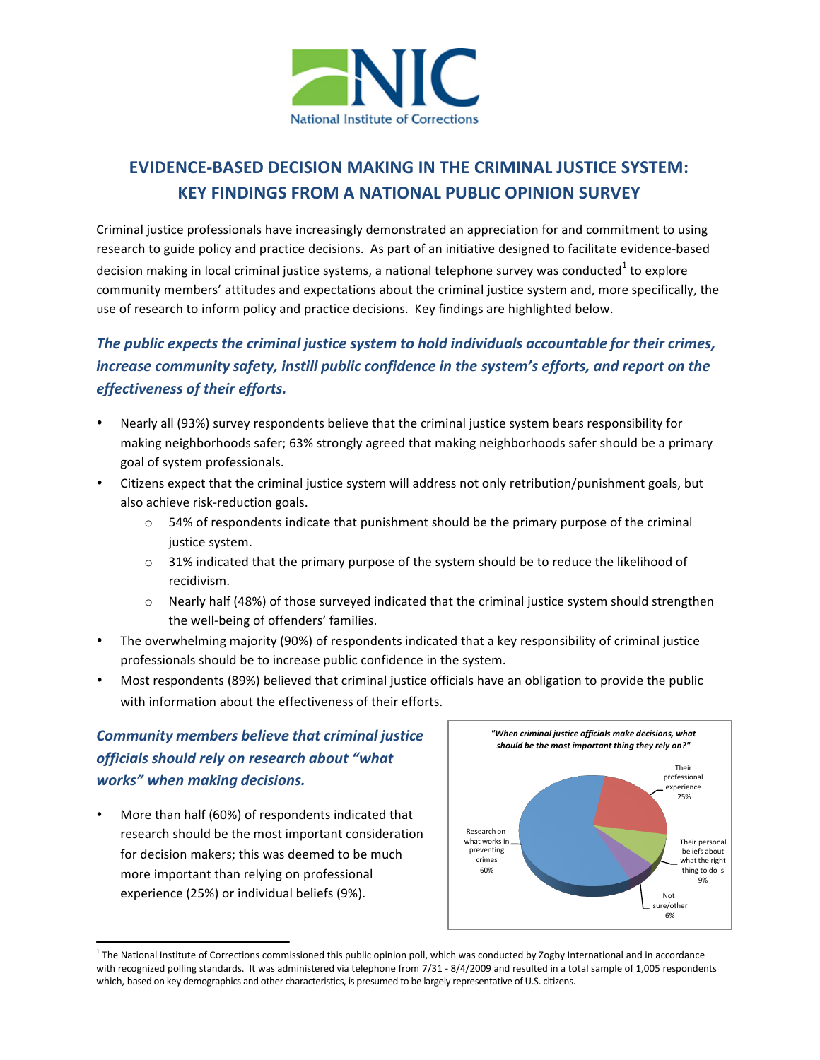# EVIDENCE-BASED DECISION MAKING IN THE CRIMINAL JUSTICE SYSTEM: KEY FINDINGS FROM A NATIONAL PUBLIC OPINION SURVEY

Criminal justice professionals have increasingly demonstrated an appreciation for and commitment to using research to guide policy and practice decisions. As part of an initiative designed to facilitate evidence-based decision making in local criminal justice systems, a national telephone survey was conducted[1] to explore community members' attitudes and expectations about the criminal justice system and, more specifically, the use of research to inform policy and practice decisions. Key findings are highlighted below.

## *The public expects the criminal justice system to hold individuals accountable for their crimes, increase community safety, instill public confidence in the system's efforts, and report on the effectiveness of their efforts.*

- Nearly all (93%) survey respondents believe that the criminal justice system bears responsibility for making neighborhoods safer; 63% strongly agreed that making neighborhoods safer should be a primary goal of system professionals.
- Citizens expect that the criminal justice system will address not only retribution/punishment goals, but also achieve risk-reduction goals.
  - 54% of respondents indicate that punishment should be the primary purpose of the criminal justice system.
  - 31% indicated that the primary purpose of the system should be to reduce the likelihood of recidivism.
  - Nearly half (48%) of those surveyed indicated that the criminal justice system should strengthen the well-being of offenders' families.
- The overwhelming majority (90%) of respondents indicated that a key responsibility of criminal justice professionals should be to increase public confidence in the system.
- Most respondents (89%) believed that criminal justice officials have an obligation to provide the public with information about the effectiveness of their efforts.

## *Community members believe that criminal justice officials should rely on research about "what works" when making decisions.*

- More than half (60%) of respondents indicated that research should be the most important consideration for decision makers; this was deemed to be much more important than relying on professional experience (25%) or individual beliefs (9%).

*"When criminal justice officials make decisions, what should be the most important thing they rely on?"*

| Response | Percent |
|---|---|
| Research on what works in preventing crimes | 60% |
| Their professional experience | 25% |
| Their personal beliefs about what the right thing to do is | 9% |
| Not sure/other | 6% |

[1] The National Institute of Corrections commissioned this public opinion poll, which was conducted by Zogby International and in accordance with recognized polling standards. It was administered via telephone from 7/31 - 8/4/2009 and resulted in a total sample of 1,005 respondents which, based on key demographics and other characteristics, is presumed to be largely representative of U.S. citizens.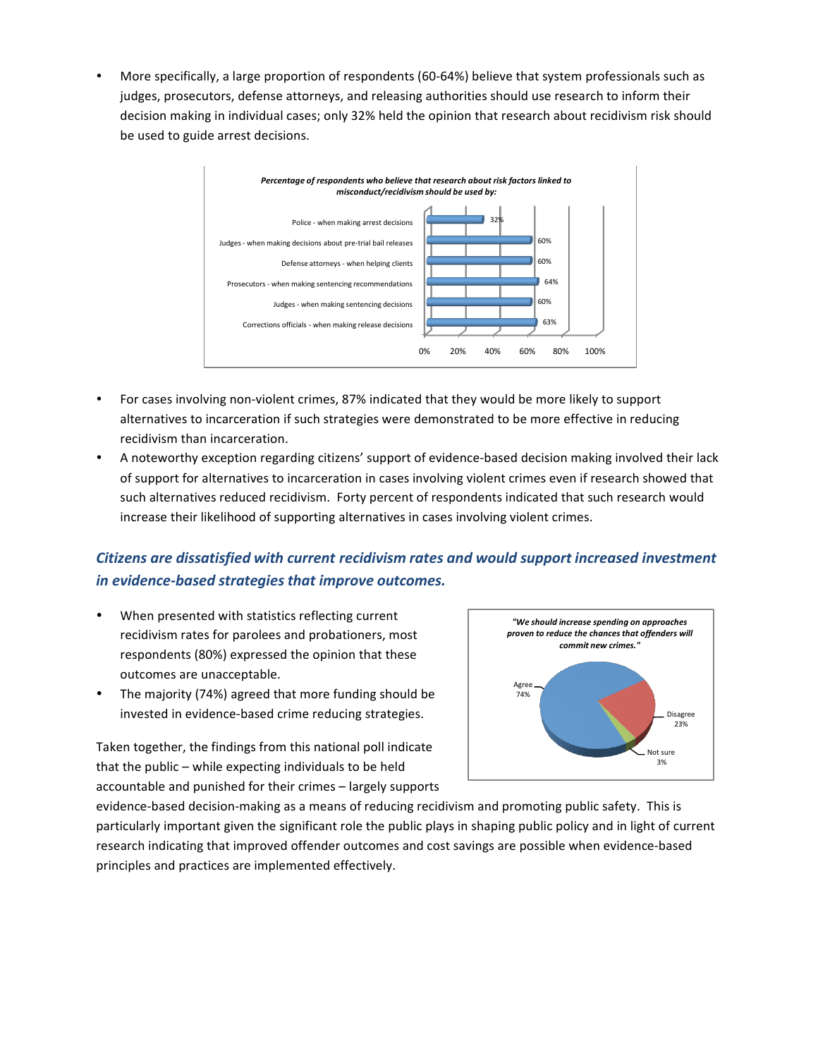- More specifically, a large proportion of respondents (60-64%) believe that system professionals such as judges, prosecutors, defense attorneys, and releasing authorities should use research to inform their decision making in individual cases; only 32% held the opinion that research about recidivism risk should be used to guide arrest decisions.

*Percentage of respondents who believe that research about risk factors linked to misconduct/recidivism should be used by:*

Police - when making arrest decisions 32%
Judges - when making decisions about pre-trial bail releases 60%
Defense attorneys - when helping clients 60%
Prosecutors - when making sentencing recommendations 64%
Judges - when making sentencing decisions 60%
Corrections officials - when making release decisions 63%

0% 20% 40% 60% 80% 100%

- For cases involving non-violent crimes, 87% indicated that they would be more likely to support alternatives to incarceration if such strategies were demonstrated to be more effective in reducing recidivism than incarceration.
- A noteworthy exception regarding citizens' support of evidence-based decision making involved their lack of support for alternatives to incarceration in cases involving violent crimes even if research showed that such alternatives reduced recidivism. Forty percent of respondents indicated that such research would increase their likelihood of supporting alternatives in cases involving violent crimes.

### *Citizens are dissatisfied with current recidivism rates and would support increased investment in evidence-based strategies that improve outcomes.*

- When presented with statistics reflecting current recidivism rates for parolees and probationers, most respondents (80%) expressed the opinion that these outcomes are unacceptable.
- The majority (74%) agreed that more funding should be invested in evidence-based crime reducing strategies.

*"We should increase spending on approaches proven to reduce the chances that offenders will commit new crimes."*

Agree 74%
Disagree 23%
Not sure 3%

Taken together, the findings from this national poll indicate that the public – while expecting individuals to be held accountable and punished for their crimes – largely supports evidence-based decision-making as a means of reducing recidivism and promoting public safety. This is particularly important given the significant role the public plays in shaping public policy and in light of current research indicating that improved offender outcomes and cost savings are possible when evidence-based principles and practices are implemented effectively.